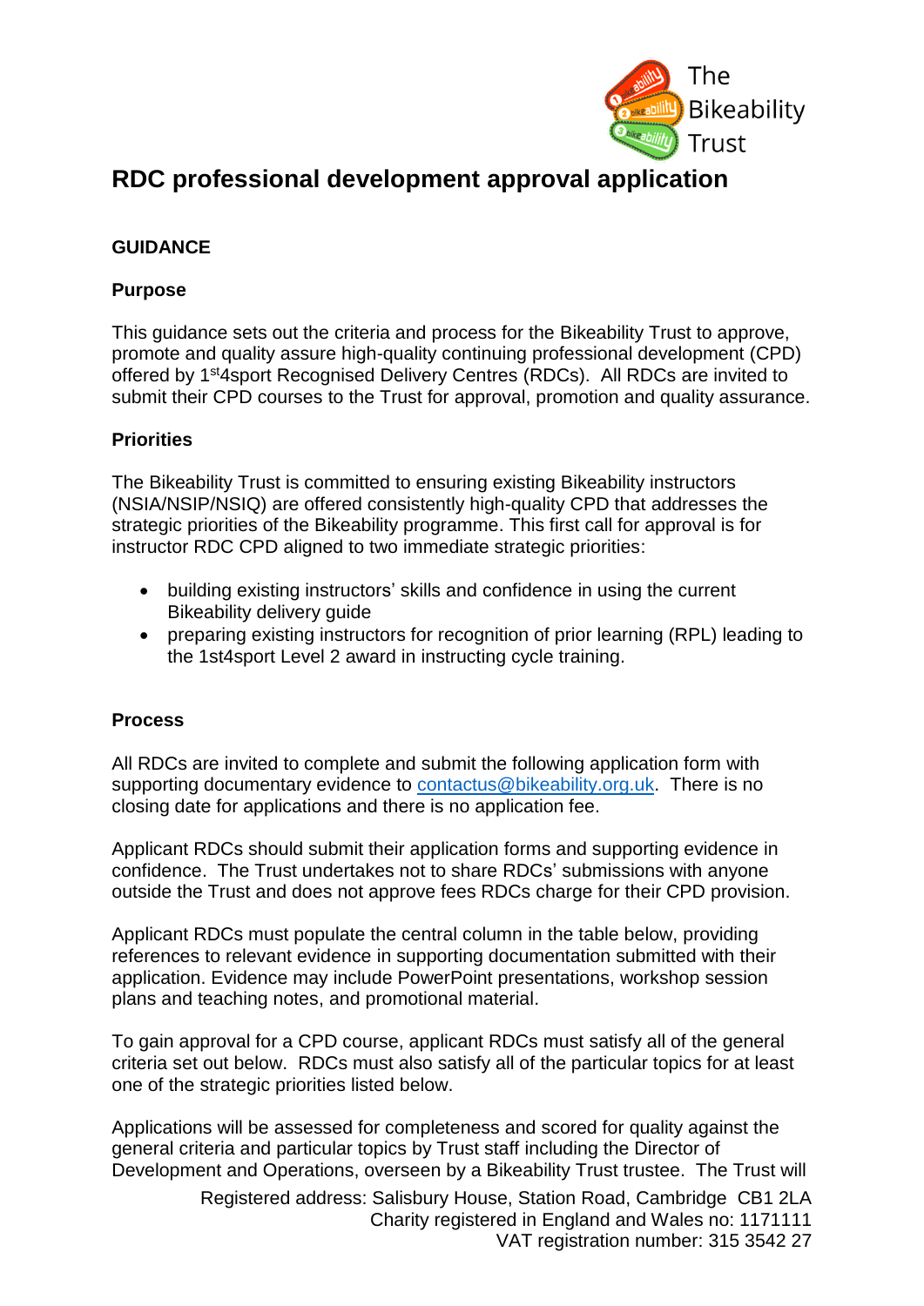# RDC professional development approval application

## GUIDANCE

### Purpose

This guidance sets out the criteria and process for the Bikeability Trust to approve, promote and quality assure high-quality continuing professional development (CPD) offered by 1st4sport Recognised Delivery Centres (RDCs). All RDCs are invited to submit their CPD courses to the Trust for approval, promotion and quality assurance.

### Priorities

The Bikeability Trust is committed to ensuring existing Bikeability instructors (NSIA/NSIP/NSIQ) are offered consistently high-quality CPD that addresses the strategic priorities of the Bikeability programme. This first call for approval is for instructor RDC CPD aligned to two immediate strategic priorities:

- building existing instructors' skills and confidence in using the current Bikeability delivery guide
- preparing existing instructors for recognition of prior learning (RPL) leading to the 1st4sport Level 2 award in instructing cycle training.

### Process

All RDCs are invited to complete and submit the following application form with supporting documentary evidence to contactus@bikeability.org.uk. There is no closing date for applications and there is no application fee.

Applicant RDCs should submit their application forms and supporting evidence in confidence. The Trust undertakes not to share RDCs' submissions with anyone outside the Trust and does not approve fees RDCs charge for their CPD provision.

Applicant RDCs must populate the central column in the table below, providing references to relevant evidence in supporting documentation submitted with their application. Evidence may include PowerPoint presentations, workshop session plans and teaching notes, and promotional material.

To gain approval for a CPD course, applicant RDCs must satisfy all of the general criteria set out below. RDCs must also satisfy all of the particular topics for at least one of the strategic priorities listed below.

Applications will be assessed for completeness and scored for quality against the general criteria and particular topics by Trust staff including the Director of Development and Operations, overseen by a Bikeability Trust trustee. The Trust will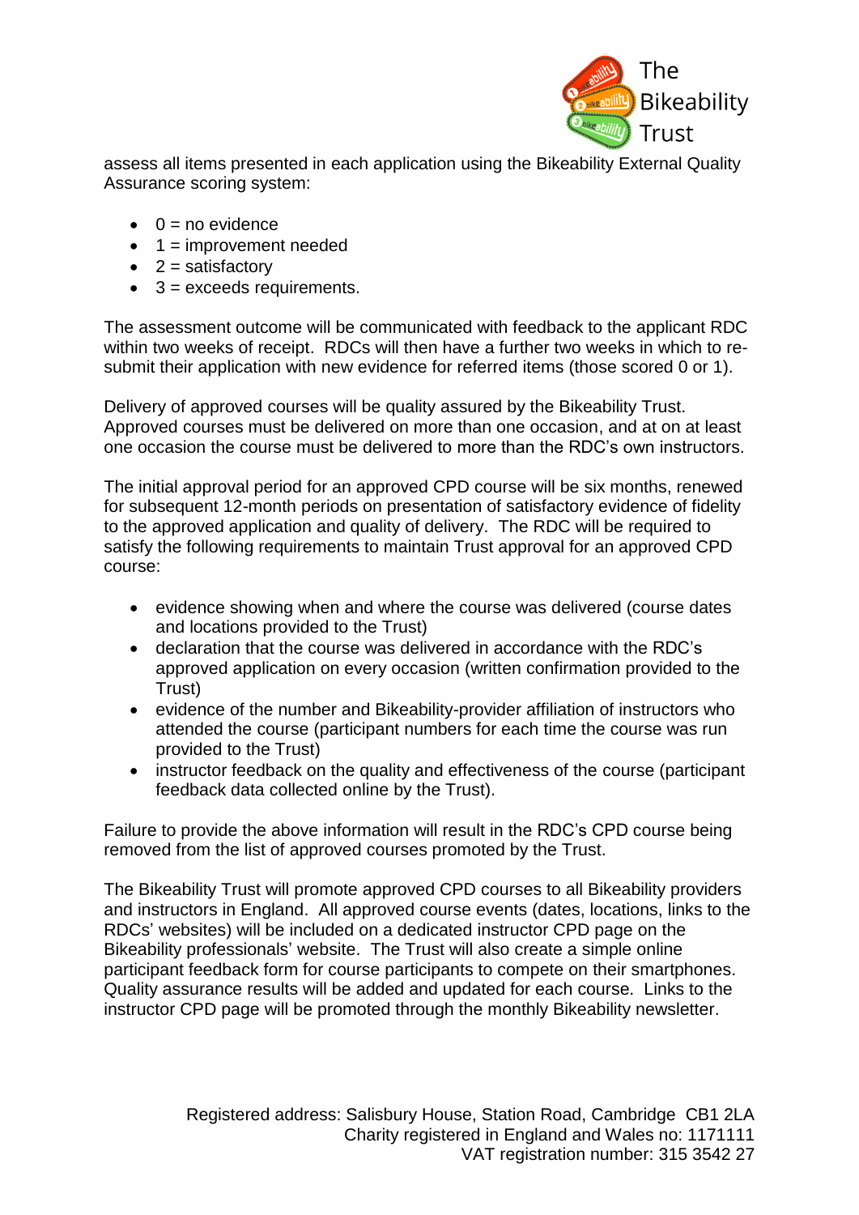assess all items presented in each application using the Bikeability External Quality Assurance scoring system:

- 0 = no evidence
- 1 = improvement needed
- 2 = satisfactory
- 3 = exceeds requirements.

The assessment outcome will be communicated with feedback to the applicant RDC within two weeks of receipt. RDCs will then have a further two weeks in which to re-submit their application with new evidence for referred items (those scored 0 or 1).

Delivery of approved courses will be quality assured by the Bikeability Trust. Approved courses must be delivered on more than one occasion, and at on at least one occasion the course must be delivered to more than the RDC's own instructors.

The initial approval period for an approved CPD course will be six months, renewed for subsequent 12-month periods on presentation of satisfactory evidence of fidelity to the approved application and quality of delivery. The RDC will be required to satisfy the following requirements to maintain Trust approval for an approved CPD course:

- evidence showing when and where the course was delivered (course dates and locations provided to the Trust)
- declaration that the course was delivered in accordance with the RDC's approved application on every occasion (written confirmation provided to the Trust)
- evidence of the number and Bikeability-provider affiliation of instructors who attended the course (participant numbers for each time the course was run provided to the Trust)
- instructor feedback on the quality and effectiveness of the course (participant feedback data collected online by the Trust).

Failure to provide the above information will result in the RDC's CPD course being removed from the list of approved courses promoted by the Trust.

The Bikeability Trust will promote approved CPD courses to all Bikeability providers and instructors in England. All approved course events (dates, locations, links to the RDCs' websites) will be included on a dedicated instructor CPD page on the Bikeability professionals' website. The Trust will also create a simple online participant feedback form for course participants to compete on their smartphones. Quality assurance results will be added and updated for each course. Links to the instructor CPD page will be promoted through the monthly Bikeability newsletter.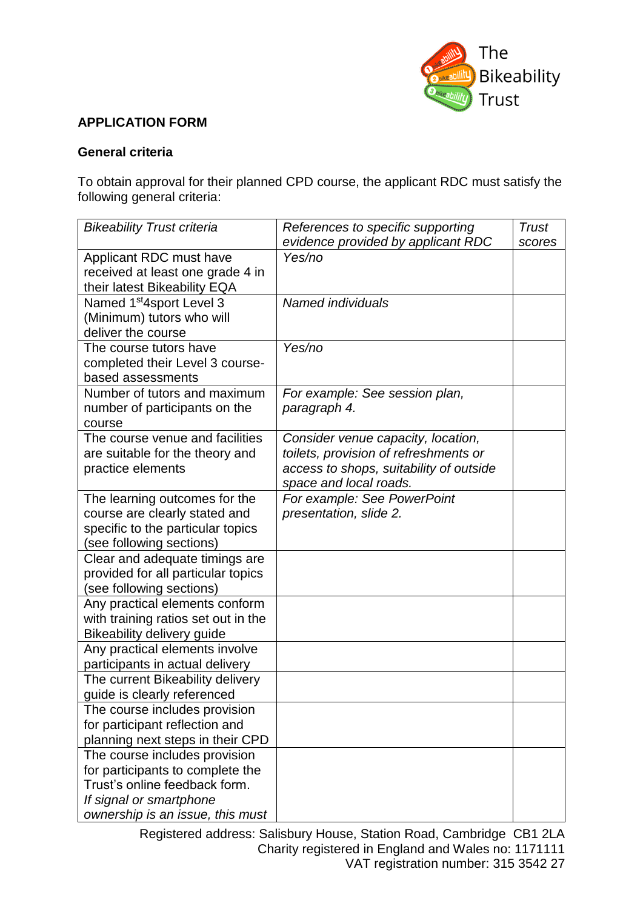**APPLICATION FORM**

**General criteria**

To obtain approval for their planned CPD course, the applicant RDC must satisfy the following general criteria:

| *Bikeability Trust criteria* | *References to specific supporting evidence provided by applicant RDC* | *Trust scores* |
|---|---|---|
| Applicant RDC must have received at least one grade 4 in their latest Bikeability EQA | *Yes/no* | |
| Named 1st4sport Level 3 (Minimum) tutors who will deliver the course | *Named individuals* | |
| The course tutors have completed their Level 3 course-based assessments | *Yes/no* | |
| Number of tutors and maximum number of participants on the course | *For example: See session plan, paragraph 4.* | |
| The course venue and facilities are suitable for the theory and practice elements | *Consider venue capacity, location, toilets, provision of refreshments or access to shops, suitability of outside space and local roads.* | |
| The learning outcomes for the course are clearly stated and specific to the particular topics (see following sections) | *For example: See PowerPoint presentation, slide 2.* | |
| Clear and adequate timings are provided for all particular topics (see following sections) | | |
| Any practical elements conform with training ratios set out in the Bikeability delivery guide | | |
| Any practical elements involve participants in actual delivery | | |
| The current Bikeability delivery guide is clearly referenced | | |
| The course includes provision for participant reflection and planning next steps in their CPD | | |
| The course includes provision for participants to complete the Trust's online feedback form. *If signal or smartphone ownership is an issue, this must* | | |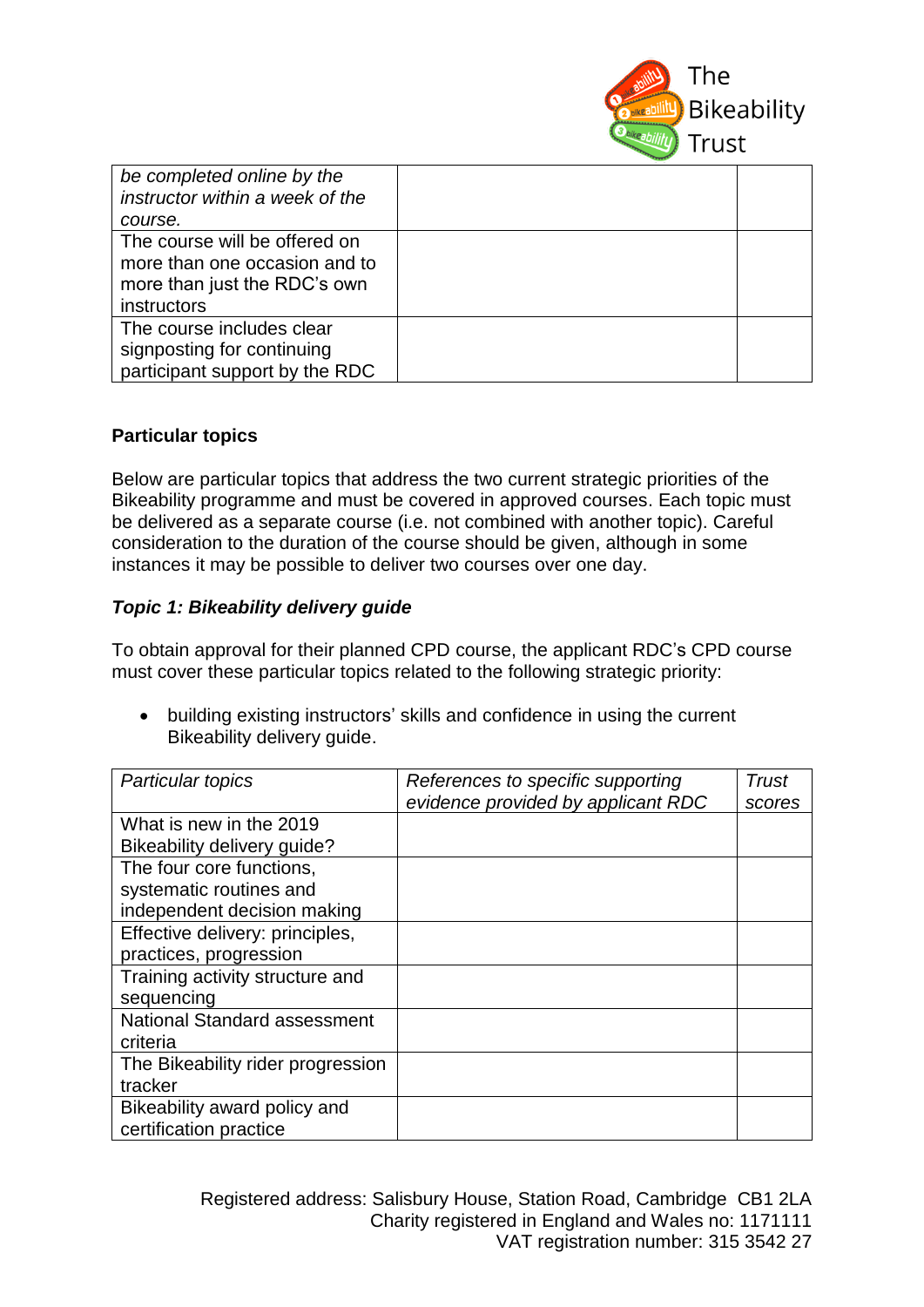| | | |
|---|---|---|
| *be completed online by the instructor within a week of the course.* | | |
| The course will be offered on more than one occasion and to more than just the RDC's own instructors | | |
| The course includes clear signposting for continuing participant support by the RDC | | |

**Particular topics**

Below are particular topics that address the two current strategic priorities of the Bikeability programme and must be covered in approved courses. Each topic must be delivered as a separate course (i.e. not combined with another topic). Careful consideration to the duration of the course should be given, although in some instances it may be possible to deliver two courses over one day.

***Topic 1: Bikeability delivery guide***

To obtain approval for their planned CPD course, the applicant RDC's CPD course must cover these particular topics related to the following strategic priority:

- building existing instructors' skills and confidence in using the current Bikeability delivery guide.

| *Particular topics* | *References to specific supporting evidence provided by applicant RDC* | *Trust scores* |
|---|---|---|
| What is new in the 2019 Bikeability delivery guide? | | |
| The four core functions, systematic routines and independent decision making | | |
| Effective delivery: principles, practices, progression | | |
| Training activity structure and sequencing | | |
| National Standard assessment criteria | | |
| The Bikeability rider progression tracker | | |
| Bikeability award policy and certification practice | | |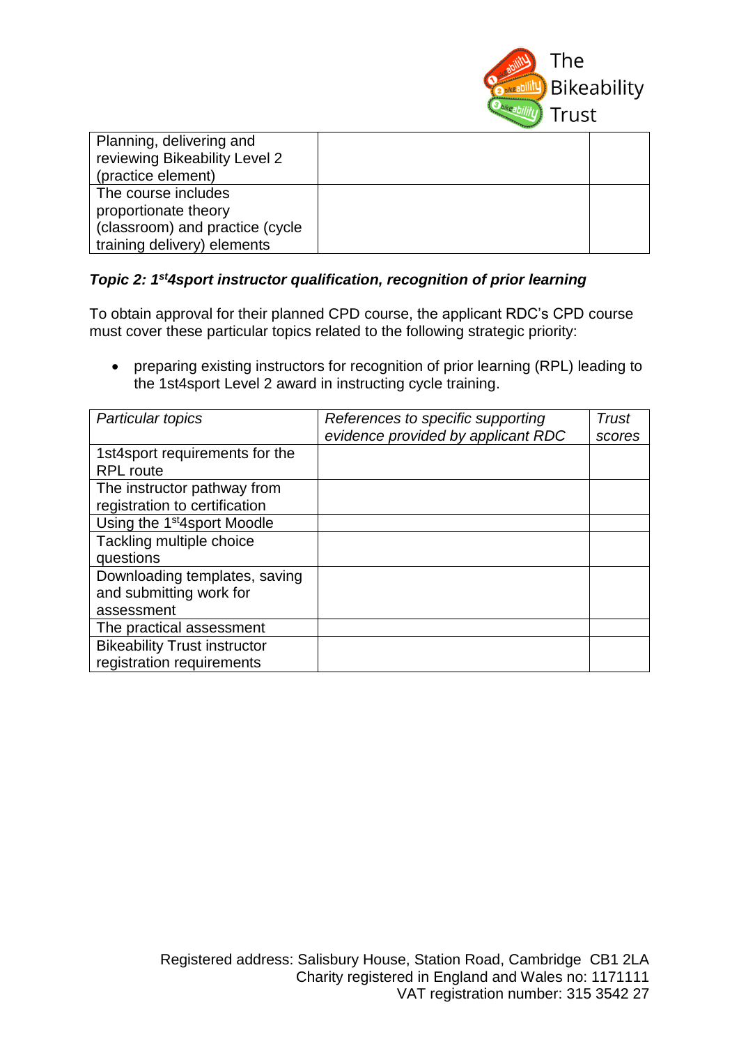| | | |
|---|---|---|
| Planning, delivering and reviewing Bikeability Level 2 (practice element) | | |
| The course includes proportionate theory (classroom) and practice (cycle training delivery) elements | | |

***Topic 2: 1st4sport instructor qualification, recognition of prior learning***

To obtain approval for their planned CPD course, the applicant RDC's CPD course must cover these particular topics related to the following strategic priority:

- preparing existing instructors for recognition of prior learning (RPL) leading to the 1st4sport Level 2 award in instructing cycle training.

| *Particular topics* | *References to specific supporting evidence provided by applicant RDC* | *Trust scores* |
|---|---|---|
| 1st4sport requirements for the RPL route | | |
| The instructor pathway from registration to certification | | |
| Using the 1st4sport Moodle | | |
| Tackling multiple choice questions | | |
| Downloading templates, saving and submitting work for assessment | | |
| The practical assessment | | |
| Bikeability Trust instructor registration requirements | | |